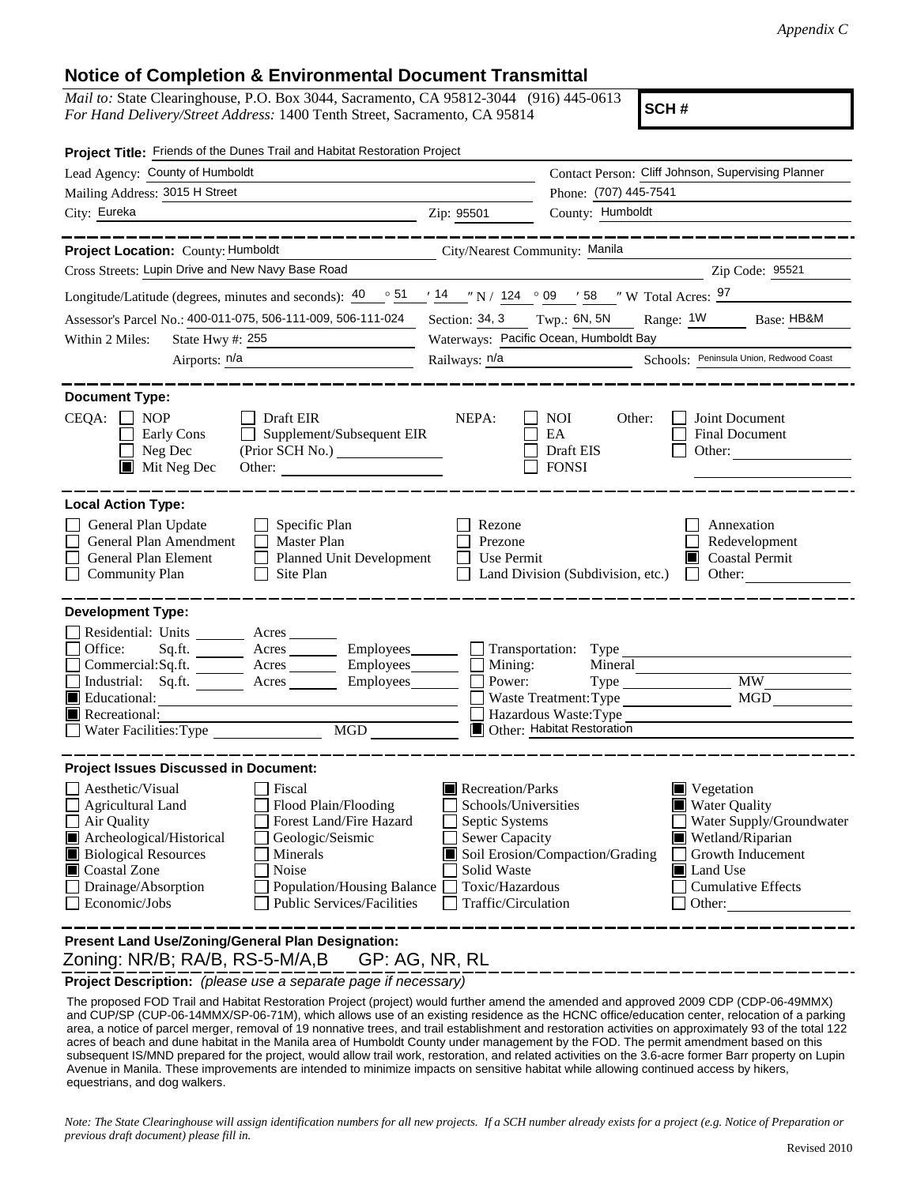*Appendix C*

# Notice of Completion & Environmental Document Transmittal

*Mail to:* State Clearinghouse, P.O. Box 3044, Sacramento, CA 95812-3044 (916) 445-0613
*For Hand Delivery/Street Address:* 1400 Tenth Street, Sacramento, CA 95814

**SCH #**

**Project Title:** Friends of the Dunes Trail and Habitat Restoration Project

Lead Agency: County of Humboldt
Contact Person: Cliff Johnson, Supervising Planner
Mailing Address: 3015 H Street
Phone: (707) 445-7541
City: Eureka
Zip: 95501
County: Humboldt

**Project Location:** County: Humboldt
City/Nearest Community: Manila
Cross Streets: Lupin Drive and New Navy Base Road
Zip Code: 95521

Longitude/Latitude (degrees, minutes and seconds): 40 ° 51 ′ 14 ″ N / 124 ° 09 ′ 58 ″ W Total Acres: 97

Assessor's Parcel No.: 400-011-075, 506-111-009, 506-111-024
Section: 34, 3 Twp.: 6N, 5N Range: 1W Base: HB&M

Within 2 Miles: State Hwy #: 255
Waterways: Pacific Ocean, Humboldt Bay
Airports: n/a
Railways: n/a
Schools: Peninsula Union, Redwood Coast

**Document Type:**

CEQA:
- ☐ NOP
- ☐ Early Cons
- ☐ Neg Dec
- ☒ Mit Neg Dec
- ☐ Draft EIR
- ☐ Supplement/Subsequent EIR (Prior SCH No.)
- Other:

NEPA:
- ☐ NOI
- ☐ EA
- ☐ Draft EIS
- ☐ FONSI

Other:
- ☐ Joint Document
- ☐ Final Document
- ☐ Other:

**Local Action Type:**

- ☐ General Plan Update
- ☐ General Plan Amendment
- ☐ General Plan Element
- ☐ Community Plan
- ☐ Specific Plan
- ☐ Master Plan
- ☐ Planned Unit Development
- ☐ Site Plan
- ☐ Rezone
- ☐ Prezone
- ☐ Use Permit
- ☐ Land Division (Subdivision, etc.)
- ☐ Annexation
- ☐ Redevelopment
- ☒ Coastal Permit
- ☐ Other:

**Development Type:**

- ☐ Residential: Units ___ Acres ___
- ☐ Office: Sq.ft. ___ Acres ___ Employees ___
- ☐ Commercial: Sq.ft. ___ Acres ___ Employees ___
- ☐ Industrial: Sq.ft. ___ Acres ___ Employees ___
- ☒ Educational:
- ☒ Recreational:
- ☐ Water Facilities: Type ___ MGD ___
- ☐ Transportation: Type
- ☐ Mining: Mineral
- ☐ Power: Type ___ MW
- ☐ Waste Treatment: Type ___ MGD
- ☐ Hazardous Waste: Type
- ☒ Other: Habitat Restoration

**Project Issues Discussed in Document:**

- ☐ Aesthetic/Visual
- ☐ Agricultural Land
- ☐ Air Quality
- ☒ Archeological/Historical
- ☒ Biological Resources
- ☒ Coastal Zone
- ☐ Drainage/Absorption
- ☐ Economic/Jobs
- ☐ Fiscal
- ☐ Flood Plain/Flooding
- ☐ Forest Land/Fire Hazard
- ☐ Geologic/Seismic
- ☐ Minerals
- ☐ Noise
- ☐ Population/Housing Balance
- ☐ Public Services/Facilities
- ☒ Recreation/Parks
- ☐ Schools/Universities
- ☐ Septic Systems
- ☐ Sewer Capacity
- ☒ Soil Erosion/Compaction/Grading
- ☐ Solid Waste
- ☐ Toxic/Hazardous
- ☐ Traffic/Circulation
- ☒ Vegetation
- ☒ Water Quality
- ☐ Water Supply/Groundwater
- ☒ Wetland/Riparian
- ☐ Growth Inducement
- ☒ Land Use
- ☐ Cumulative Effects
- ☐ Other:

**Present Land Use/Zoning/General Plan Designation:**

Zoning: NR/B; RA/B, RS-5-M/A,B GP: AG, NR, RL

**Project Description:** *(please use a separate page if necessary)*

The proposed FOD Trail and Habitat Restoration Project (project) would further amend the amended and approved 2009 CDP (CDP-06-49MMX) and CUP/SP (CUP-06-14MMX/SP-06-71M), which allows use of an existing residence as the HCNC office/education center, relocation of a parking area, a notice of parcel merger, removal of 19 nonnative trees, and trail establishment and restoration activities on approximately 93 of the total 122 acres of beach and dune habitat in the Manila area of Humboldt County under management by the FOD. The permit amendment based on this subsequent IS/MND prepared for the project, would allow trail work, restoration, and related activities on the 3.6-acre former Barr property on Lupin Avenue in Manila. These improvements are intended to minimize impacts on sensitive habitat while allowing continued access by hikers, equestrians, and dog walkers.

*Note: The State Clearinghouse will assign identification numbers for all new projects. If a SCH number already exists for a project (e.g. Notice of Preparation or previous draft document) please fill in.*

Revised 2010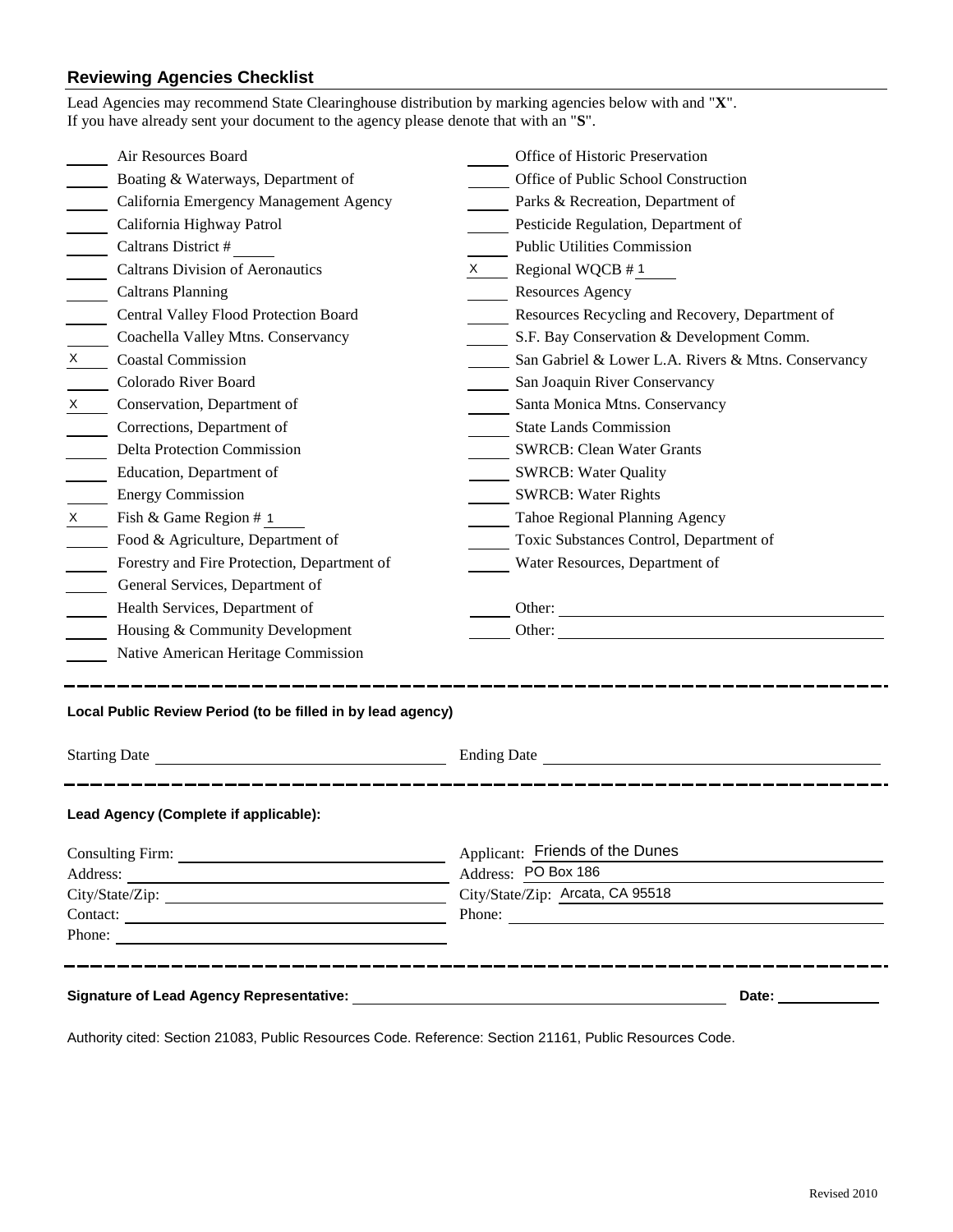## Reviewing Agencies Checklist

Lead Agencies may recommend State Clearinghouse distribution by marking agencies below with and "**X**".
If you have already sent your document to the agency please denote that with an "**S**".

| | | | |
|---|---|---|---|
| ____ | Air Resources Board | ____ | Office of Historic Preservation |
| ____ | Boating & Waterways, Department of | ____ | Office of Public School Construction |
| ____ | California Emergency Management Agency | ____ | Parks & Recreation, Department of |
| ____ | California Highway Patrol | ____ | Pesticide Regulation, Department of |
| ____ | Caltrans District # ____ | ____ | Public Utilities Commission |
| ____ | Caltrans Division of Aeronautics | X | Regional WQCB # 1 |
| ____ | Caltrans Planning | ____ | Resources Agency |
| ____ | Central Valley Flood Protection Board | ____ | Resources Recycling and Recovery, Department of |
| ____ | Coachella Valley Mtns. Conservancy | ____ | S.F. Bay Conservation & Development Comm. |
| X | Coastal Commission | ____ | San Gabriel & Lower L.A. Rivers & Mtns. Conservancy |
| ____ | Colorado River Board | ____ | San Joaquin River Conservancy |
| X | Conservation, Department of | ____ | Santa Monica Mtns. Conservancy |
| ____ | Corrections, Department of | ____ | State Lands Commission |
| ____ | Delta Protection Commission | ____ | SWRCB: Clean Water Grants |
| ____ | Education, Department of | ____ | SWRCB: Water Quality |
| ____ | Energy Commission | ____ | SWRCB: Water Rights |
| X | Fish & Game Region # 1 | ____ | Tahoe Regional Planning Agency |
| ____ | Food & Agriculture, Department of | ____ | Toxic Substances Control, Department of |
| ____ | Forestry and Fire Protection, Department of | ____ | Water Resources, Department of |
| ____ | General Services, Department of | | |
| ____ | Health Services, Department of | ____ | Other: ____________ |
| ____ | Housing & Community Development | ____ | Other: ____________ |
| ____ | Native American Heritage Commission | | |

**Local Public Review Period (to be filled in by lead agency)**

Starting Date ____________________ Ending Date ____________________

**Lead Agency (Complete if applicable):**

| | |
|---|---|
| Consulting Firm: | Applicant: Friends of the Dunes |
| Address: | Address: PO Box 186 |
| City/State/Zip: | City/State/Zip: Arcata, CA 95518 |
| Contact: | Phone: |
| Phone: | |

**Signature of Lead Agency Representative:** ____________________ **Date:** ________

Authority cited: Section 21083, Public Resources Code. Reference: Section 21161, Public Resources Code.

Revised 2010